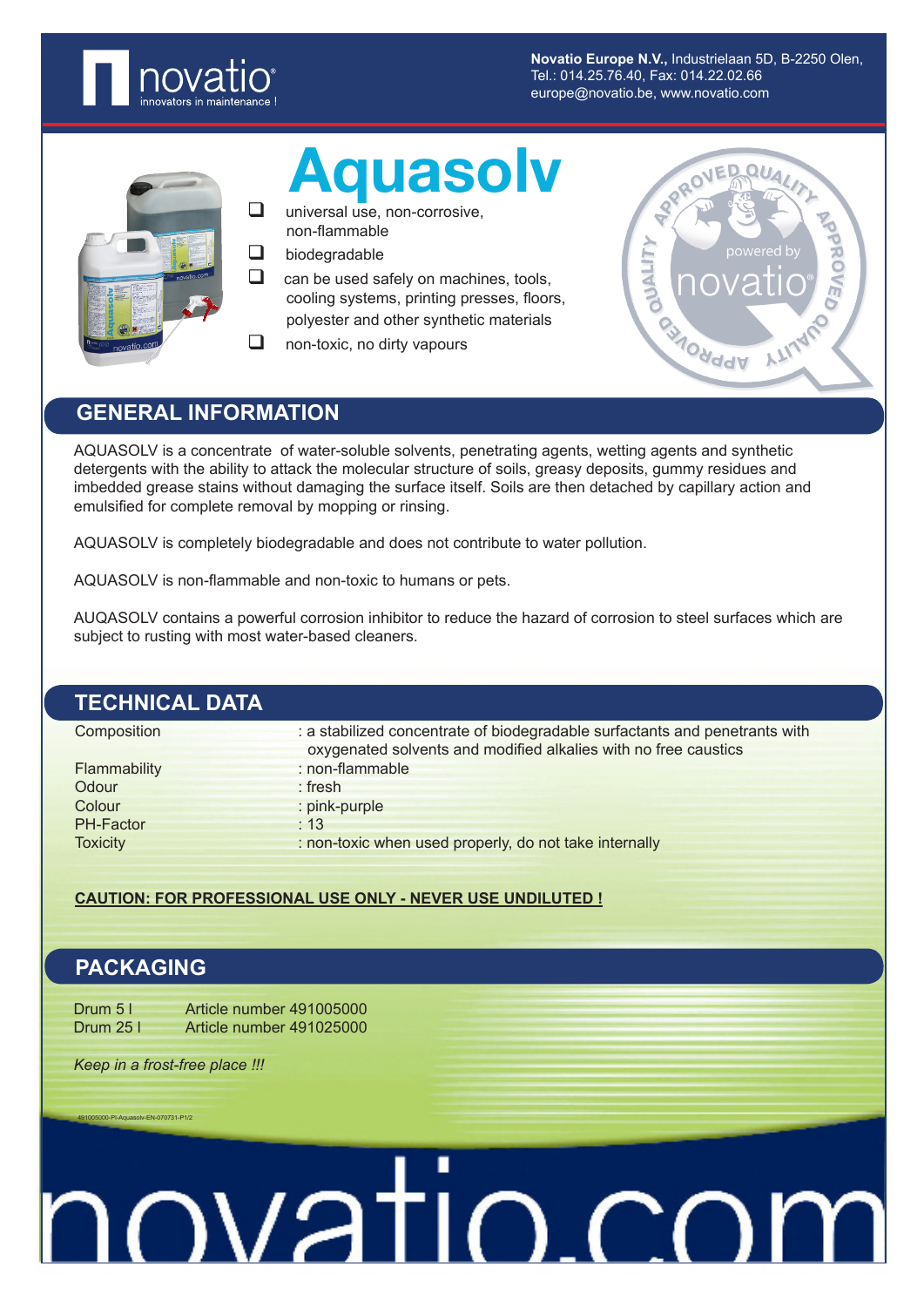**Novatio Europe N.V.,** Industrielaan 5D, B-2250 Olen,
Tel.: 014.25.76.40, Fax: 014.22.02.66
europe@novatio.be, www.novatio.com

# Aquasolv

- universal use, non-corrosive, non-flammable
- biodegradable
- can be used safely on machines, tools, cooling systems, printing presses, floors, polyester and other synthetic materials
- non-toxic, no dirty vapours

## GENERAL INFORMATION

AQUASOLV is a concentrate of water-soluble solvents, penetrating agents, wetting agents and synthetic detergents with the ability to attack the molecular structure of soils, greasy deposits, gummy residues and imbedded grease stains without damaging the surface itself. Soils are then detached by capillary action and emulsified for complete removal by mopping or rinsing.

AQUASOLV is completely biodegradable and does not contribute to water pollution.

AQUASOLV is non-flammable and non-toxic to humans or pets.

AUQASOLV contains a powerful corrosion inhibitor to reduce the hazard of corrosion to steel surfaces which are subject to rusting with most water-based cleaners.

## TECHNICAL DATA

| | |
|---|---|
| Composition | : a stabilized concentrate of biodegradable surfactants and penetrants with oxygenated solvents and modified alkalies with no free caustics |
| Flammability | : non-flammable |
| Odour | : fresh |
| Colour | : pink-purple |
| PH-Factor | : 13 |
| Toxicity | : non-toxic when used properly, do not take internally |

**CAUTION: FOR PROFESSIONAL USE ONLY - NEVER USE UNDILUTED !**

## PACKAGING

| | |
|---|---|
| Drum 5 l | Article number 491005000 |
| Drum 25 l | Article number 491025000 |

*Keep in a frost-free place !!!*

491005000-PI-Aquasolv-EN-070731-P1/2

novatio.com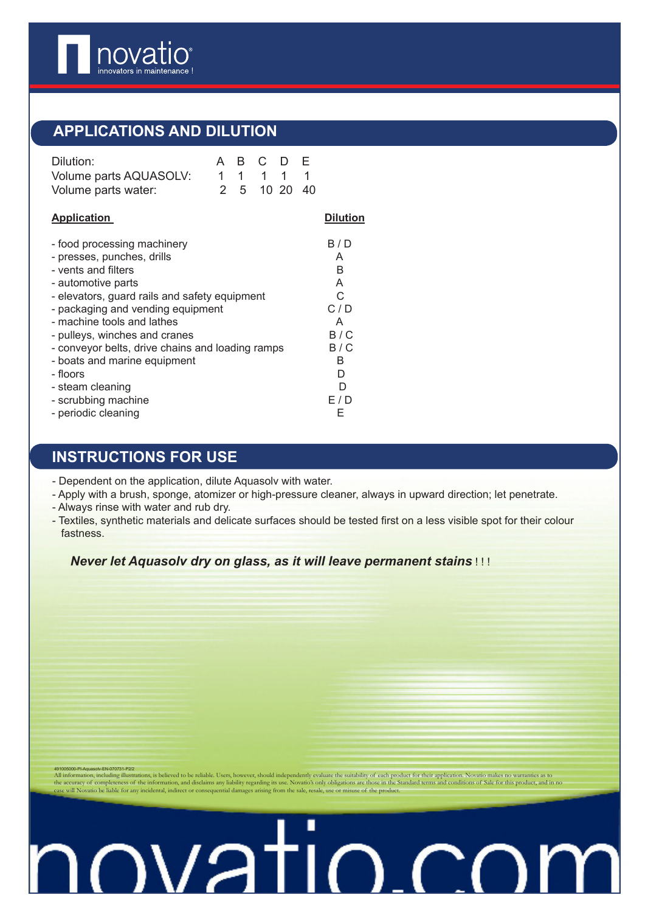novatio®
innovators in maintenance !

## APPLICATIONS AND DILUTION

| Dilution: | A | B | C | D | E |
|---|---|---|---|---|---|
| Volume parts AQUASOLV: | 1 | 1 | 1 | 1 | 1 |
| Volume parts water: | 2 | 5 | 10 | 20 | 40 |

| Application | Dilution |
|---|---|
| - food processing machinery | B / D |
| - presses, punches, drills | A |
| - vents and filters | B |
| - automotive parts | A |
| - elevators, guard rails and safety equipment | C |
| - packaging and vending equipment | C / D |
| - machine tools and lathes | A |
| - pulleys, winches and cranes | B / C |
| - conveyor belts, drive chains and loading ramps | B / C |
| - boats and marine equipment | B |
| - floors | D |
| - steam cleaning | D |
| - scrubbing machine | E / D |
| - periodic cleaning | E |

## INSTRUCTIONS FOR USE

- Dependent on the application, dilute Aquasolv with water.
- Apply with a brush, sponge, atomizer or high-pressure cleaner, always in upward direction; let penetrate.
- Always rinse with water and rub dry.
- Textiles, synthetic materials and delicate surfaces should be tested first on a less visible spot for their colour fastness.

***Never let Aquasolv dry on glass, as it will leave permanent stains*** !!!

491005000-PI-Aquasolv-EN-070731-P2/2
All information, including illustrations, is believed to be reliable. Users, however, should independently evaluate the suitability of each product for their application. Novatio makes no warranties as to the accuracy of completeness of the information, and disclaims any liability regarding its use. Novatio's only obligations are those in the Standard terms and conditions of Sale for this product, and in no case will Novatio be liable for any incidental, indirect or consequential damages arising from the sale, resale, use or misuse of the product.

novatio.com